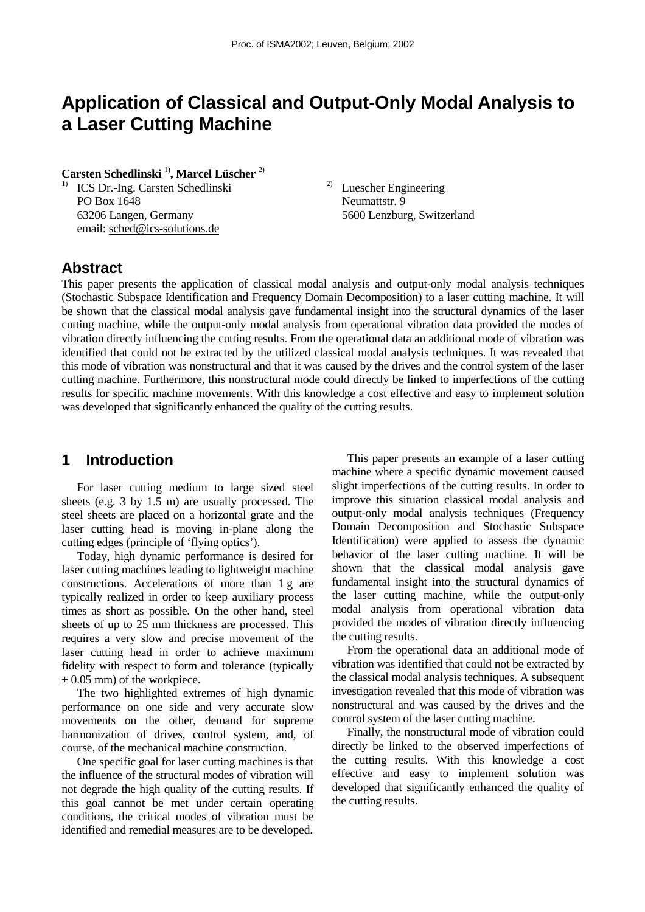# Application of Classical and Output-Only Modal Analysis to a Laser Cutting Machine

**Carsten Schedlinski** [1]**, Marcel Lüscher** [2]

[1] ICS Dr.-Ing. Carsten Schedlinski
PO Box 1648
63206 Langen, Germany
email: sched@ics-solutions.de

[2] Luescher Engineering
Neumattstr. 9
5600 Lenzburg, Switzerland

## Abstract

This paper presents the application of classical modal analysis and output-only modal analysis techniques (Stochastic Subspace Identification and Frequency Domain Decomposition) to a laser cutting machine. It will be shown that the classical modal analysis gave fundamental insight into the structural dynamics of the laser cutting machine, while the output-only modal analysis from operational vibration data provided the modes of vibration directly influencing the cutting results. From the operational data an additional mode of vibration was identified that could not be extracted by the utilized classical modal analysis techniques. It was revealed that this mode of vibration was nonstructural and that it was caused by the drives and the control system of the laser cutting machine. Furthermore, this nonstructural mode could directly be linked to imperfections of the cutting results for specific machine movements. With this knowledge a cost effective and easy to implement solution was developed that significantly enhanced the quality of the cutting results.

## 1 Introduction

For laser cutting medium to large sized steel sheets (e.g. 3 by 1.5 m) are usually processed. The steel sheets are placed on a horizontal grate and the laser cutting head is moving in-plane along the cutting edges (principle of 'flying optics').

Today, high dynamic performance is desired for laser cutting machines leading to lightweight machine constructions. Accelerations of more than 1 g are typically realized in order to keep auxiliary process times as short as possible. On the other hand, steel sheets of up to 25 mm thickness are processed. This requires a very slow and precise movement of the laser cutting head in order to achieve maximum fidelity with respect to form and tolerance (typically ± 0.05 mm) of the workpiece.

The two highlighted extremes of high dynamic performance on one side and very accurate slow movements on the other, demand for supreme harmonization of drives, control system, and, of course, of the mechanical machine construction.

One specific goal for laser cutting machines is that the influence of the structural modes of vibration will not degrade the high quality of the cutting results. If this goal cannot be met under certain operating conditions, the critical modes of vibration must be identified and remedial measures are to be developed.

This paper presents an example of a laser cutting machine where a specific dynamic movement caused slight imperfections of the cutting results. In order to improve this situation classical modal analysis and output-only modal analysis techniques (Frequency Domain Decomposition and Stochastic Subspace Identification) were applied to assess the dynamic behavior of the laser cutting machine. It will be shown that the classical modal analysis gave fundamental insight into the structural dynamics of the laser cutting machine, while the output-only modal analysis from operational vibration data provided the modes of vibration directly influencing the cutting results.

From the operational data an additional mode of vibration was identified that could not be extracted by the classical modal analysis techniques. A subsequent investigation revealed that this mode of vibration was nonstructural and was caused by the drives and the control system of the laser cutting machine.

Finally, the nonstructural mode of vibration could directly be linked to the observed imperfections of the cutting results. With this knowledge a cost effective and easy to implement solution was developed that significantly enhanced the quality of the cutting results.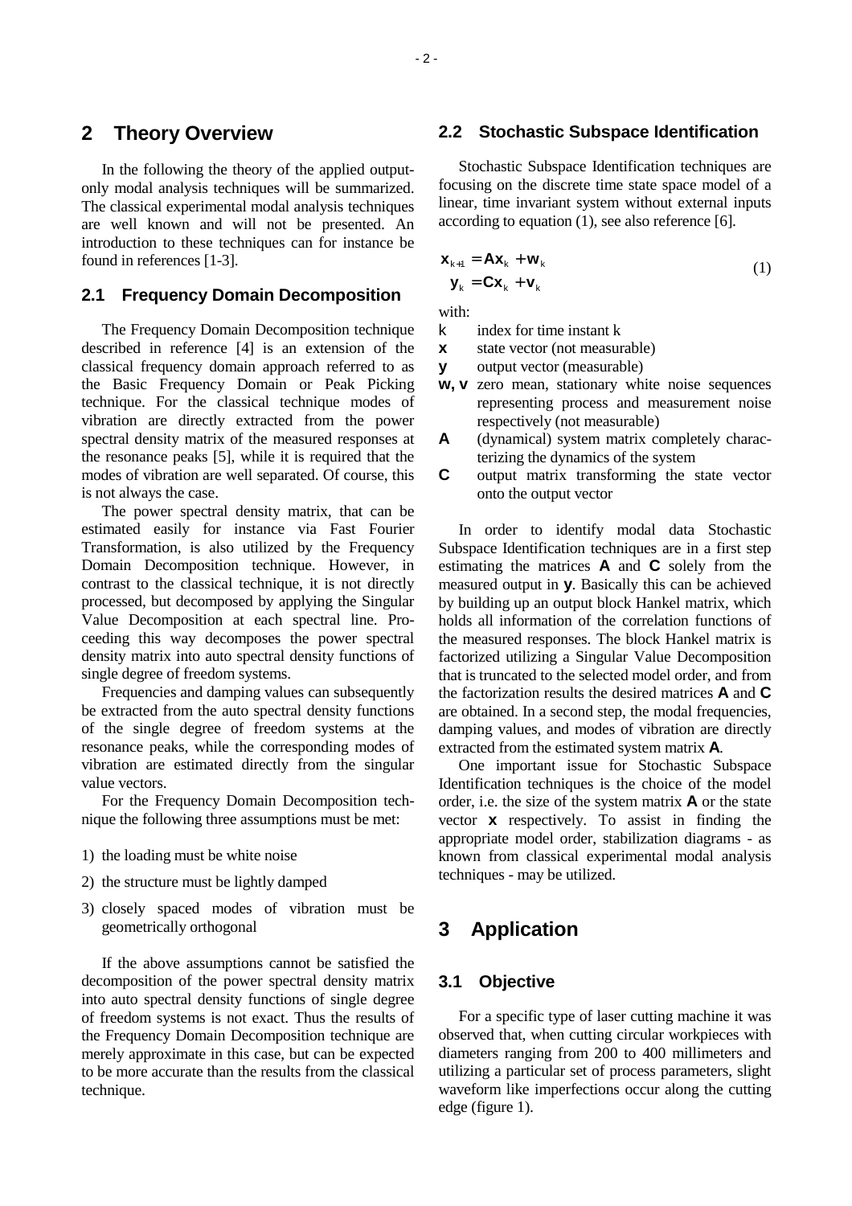## 2 Theory Overview

In the following the theory of the applied output-only modal analysis techniques will be summarized. The classical experimental modal analysis techniques are well known and will not be presented. An introduction to these techniques can for instance be found in references [1-3].

### 2.1 Frequency Domain Decomposition

The Frequency Domain Decomposition technique described in reference [4] is an extension of the classical frequency domain approach referred to as the Basic Frequency Domain or Peak Picking technique. For the classical technique modes of vibration are directly extracted from the power spectral density matrix of the measured responses at the resonance peaks [5], while it is required that the modes of vibration are well separated. Of course, this is not always the case.

The power spectral density matrix, that can be estimated easily for instance via Fast Fourier Transformation, is also utilized by the Frequency Domain Decomposition technique. However, in contrast to the classical technique, it is not directly processed, but decomposed by applying the Singular Value Decomposition at each spectral line. Proceeding this way decomposes the power spectral density matrix into auto spectral density functions of single degree of freedom systems.

Frequencies and damping values can subsequently be extracted from the auto spectral density functions of the single degree of freedom systems at the resonance peaks, while the corresponding modes of vibration are estimated directly from the singular value vectors.

For the Frequency Domain Decomposition technique the following three assumptions must be met:

1) the loading must be white noise
2) the structure must be lightly damped
3) closely spaced modes of vibration must be geometrically orthogonal

If the above assumptions cannot be satisfied the decomposition of the power spectral density matrix into auto spectral density functions of single degree of freedom systems is not exact. Thus the results of the Frequency Domain Decomposition technique are merely approximate in this case, but can be expected to be more accurate than the results from the classical technique.

### 2.2 Stochastic Subspace Identification

Stochastic Subspace Identification techniques are focusing on the discrete time state space model of a linear, time invariant system without external inputs according to equation (1), see also reference [6].

$$
\begin{aligned}
\mathbf{x}_{k+1} &= \mathbf{A}\mathbf{x}_k + \mathbf{w}_k \\
\mathbf{y}_k &= \mathbf{C}\mathbf{x}_k + \mathbf{v}_k
\end{aligned}
\tag{1}
$$

with:

- $k$ index for time instant k
- $\mathbf{x}$ state vector (not measurable)
- $\mathbf{y}$ output vector (measurable)
- $\mathbf{w}, \mathbf{v}$ zero mean, stationary white noise sequences representing process and measurement noise respectively (not measurable)
- $\mathbf{A}$ (dynamical) system matrix completely characterizing the dynamics of the system
- $\mathbf{C}$ output matrix transforming the state vector onto the output vector

In order to identify modal data Stochastic Subspace Identification techniques are in a first step estimating the matrices $\mathbf{A}$ and $\mathbf{C}$ solely from the measured output in $\mathbf{y}$. Basically this can be achieved by building up an output block Hankel matrix, which holds all information of the correlation functions of the measured responses. The block Hankel matrix is factorized utilizing a Singular Value Decomposition that is truncated to the selected model order, and from the factorization results the desired matrices $\mathbf{A}$ and $\mathbf{C}$ are obtained. In a second step, the modal frequencies, damping values, and modes of vibration are directly extracted from the estimated system matrix $\mathbf{A}$.

One important issue for Stochastic Subspace Identification techniques is the choice of the model order, i.e. the size of the system matrix $\mathbf{A}$ or the state vector $\mathbf{x}$ respectively. To assist in finding the appropriate model order, stabilization diagrams - as known from classical experimental modal analysis techniques - may be utilized.

## 3 Application

### 3.1 Objective

For a specific type of laser cutting machine it was observed that, when cutting circular workpieces with diameters ranging from 200 to 400 millimeters and utilizing a particular set of process parameters, slight waveform like imperfections occur along the cutting edge (figure 1).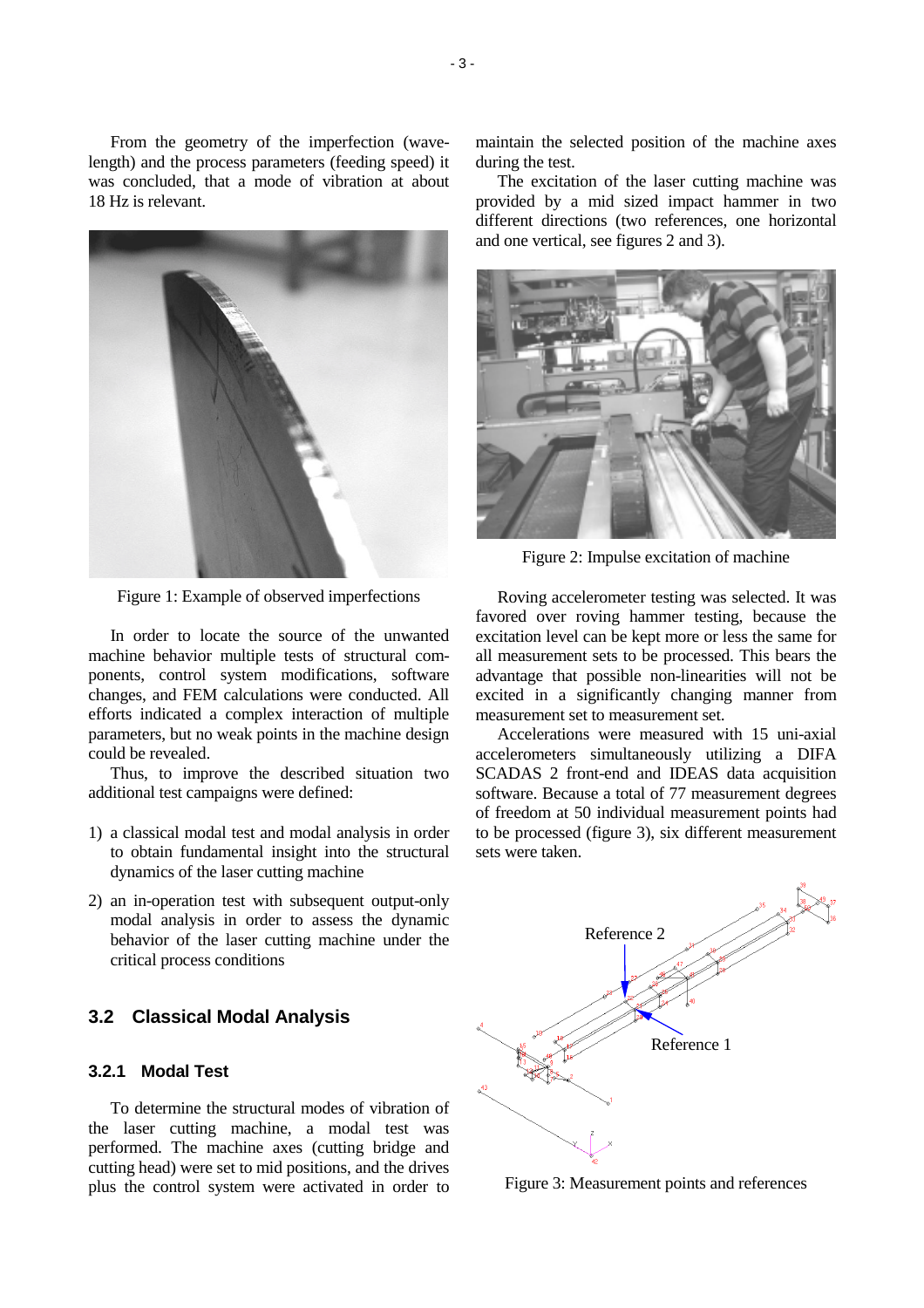From the geometry of the imperfection (wave-length) and the process parameters (feeding speed) it was concluded, that a mode of vibration at about 18 Hz is relevant.

Figure 1: Example of observed imperfections

In order to locate the source of the unwanted machine behavior multiple tests of structural components, control system modifications, software changes, and FEM calculations were conducted. All efforts indicated a complex interaction of multiple parameters, but no weak points in the machine design could be revealed.

Thus, to improve the described situation two additional test campaigns were defined:

1) a classical modal test and modal analysis in order to obtain fundamental insight into the structural dynamics of the laser cutting machine
2) an in-operation test with subsequent output-only modal analysis in order to assess the dynamic behavior of the laser cutting machine under the critical process conditions

## 3.2 Classical Modal Analysis

### 3.2.1 Modal Test

To determine the structural modes of vibration of the laser cutting machine, a modal test was performed. The machine axes (cutting bridge and cutting head) were set to mid positions, and the drives plus the control system were activated in order to maintain the selected position of the machine axes during the test.

The excitation of the laser cutting machine was provided by a mid sized impact hammer in two different directions (two references, one horizontal and one vertical, see figures 2 and 3).

Figure 2: Impulse excitation of machine

Roving accelerometer testing was selected. It was favored over roving hammer testing, because the excitation level can be kept more or less the same for all measurement sets to be processed. This bears the advantage that possible non-linearities will not be excited in a significantly changing manner from measurement set to measurement set.

Accelerations were measured with 15 uni-axial accelerometers simultaneously utilizing a DIFA SCADAS 2 front-end and IDEAS data acquisition software. Because a total of 77 measurement degrees of freedom at 50 individual measurement points had to be processed (figure 3), six different measurement sets were taken.

Figure 3: Measurement points and references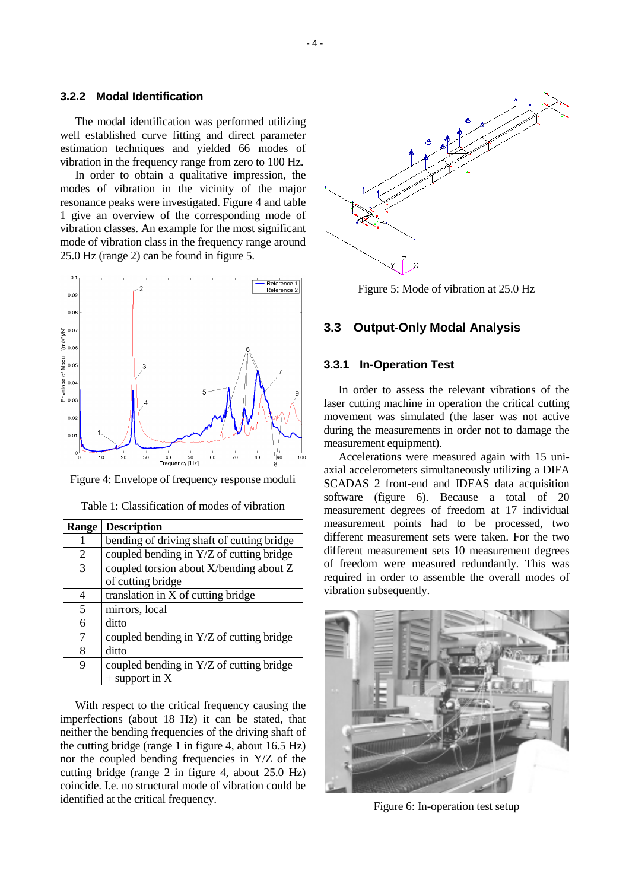### 3.2.2 Modal Identification

The modal identification was performed utilizing well established curve fitting and direct parameter estimation techniques and yielded 66 modes of vibration in the frequency range from zero to 100 Hz.

In order to obtain a qualitative impression, the modes of vibration in the vicinity of the major resonance peaks were investigated. Figure 4 and table 1 give an overview of the corresponding mode of vibration classes. An example for the most significant mode of vibration class in the frequency range around 25.0 Hz (range 2) can be found in figure 5.

Figure 4: Envelope of frequency response moduli

Table 1: Classification of modes of vibration

| Range | Description |
|---|---|
| 1 | bending of driving shaft of cutting bridge |
| 2 | coupled bending in Y/Z of cutting bridge |
| 3 | coupled torsion about X/bending about Z of cutting bridge |
| 4 | translation in X of cutting bridge |
| 5 | mirrors, local |
| 6 | ditto |
| 7 | coupled bending in Y/Z of cutting bridge |
| 8 | ditto |
| 9 | coupled bending in Y/Z of cutting bridge + support in X |

With respect to the critical frequency causing the imperfections (about 18 Hz) it can be stated, that neither the bending frequencies of the driving shaft of the cutting bridge (range 1 in figure 4, about 16.5 Hz) nor the coupled bending frequencies in Y/Z of the cutting bridge (range 2 in figure 4, about 25.0 Hz) coincide. I.e. no structural mode of vibration could be identified at the critical frequency.

Figure 5: Mode of vibration at 25.0 Hz

## 3.3 Output-Only Modal Analysis

### 3.3.1 In-Operation Test

In order to assess the relevant vibrations of the laser cutting machine in operation the critical cutting movement was simulated (the laser was not active during the measurements in order not to damage the measurement equipment).

Accelerations were measured again with 15 uni-axial accelerometers simultaneously utilizing a DIFA SCADAS 2 front-end and IDEAS data acquisition software (figure 6). Because a total of 20 measurement degrees of freedom at 17 individual measurement points had to be processed, two different measurement sets were taken. For the two different measurement sets 10 measurement degrees of freedom were measured redundantly. This was required in order to assemble the overall modes of vibration subsequently.

Figure 6: In-operation test setup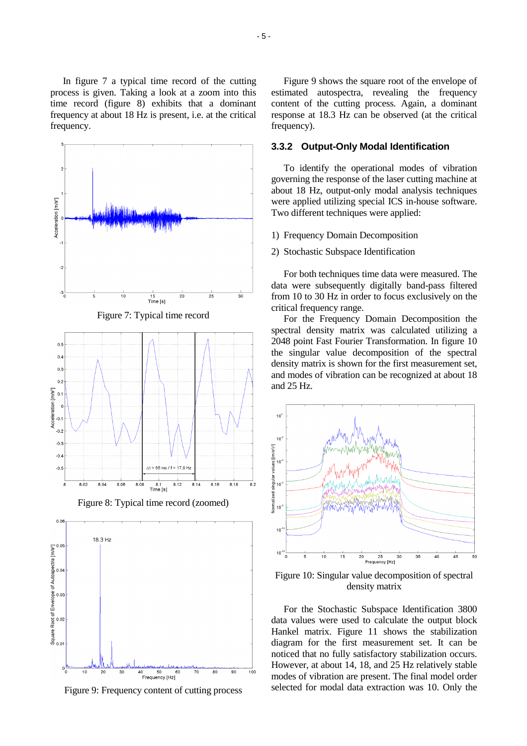In figure 7 a typical time record of the cutting process is given. Taking a look at a zoom into this time record (figure 8) exhibits that a dominant frequency at about 18 Hz is present, i.e. at the critical frequency.

Figure 7: Typical time record

Figure 8: Typical time record (zoomed)

Figure 9: Frequency content of cutting process

Figure 9 shows the square root of the envelope of estimated autospectra, revealing the frequency content of the cutting process. Again, a dominant response at 18.3 Hz can be observed (at the critical frequency).

### 3.3.2 Output-Only Modal Identification

To identify the operational modes of vibration governing the response of the laser cutting machine at about 18 Hz, output-only modal analysis techniques were applied utilizing special ICS in-house software. Two different techniques were applied:

1) Frequency Domain Decomposition
2) Stochastic Subspace Identification

For both techniques time data were measured. The data were subsequently digitally band-pass filtered from 10 to 30 Hz in order to focus exclusively on the critical frequency range.

For the Frequency Domain Decomposition the spectral density matrix was calculated utilizing a 2048 point Fast Fourier Transformation. In figure 10 the singular value decomposition of the spectral density matrix is shown for the first measurement set, and modes of vibration can be recognized at about 18 and 25 Hz.

Figure 10: Singular value decomposition of spectral density matrix

For the Stochastic Subspace Identification 3800 data values were used to calculate the output block Hankel matrix. Figure 11 shows the stabilization diagram for the first measurement set. It can be noticed that no fully satisfactory stabilization occurs. However, at about 14, 18, and 25 Hz relatively stable modes of vibration are present. The final model order selected for modal data extraction was 10. Only the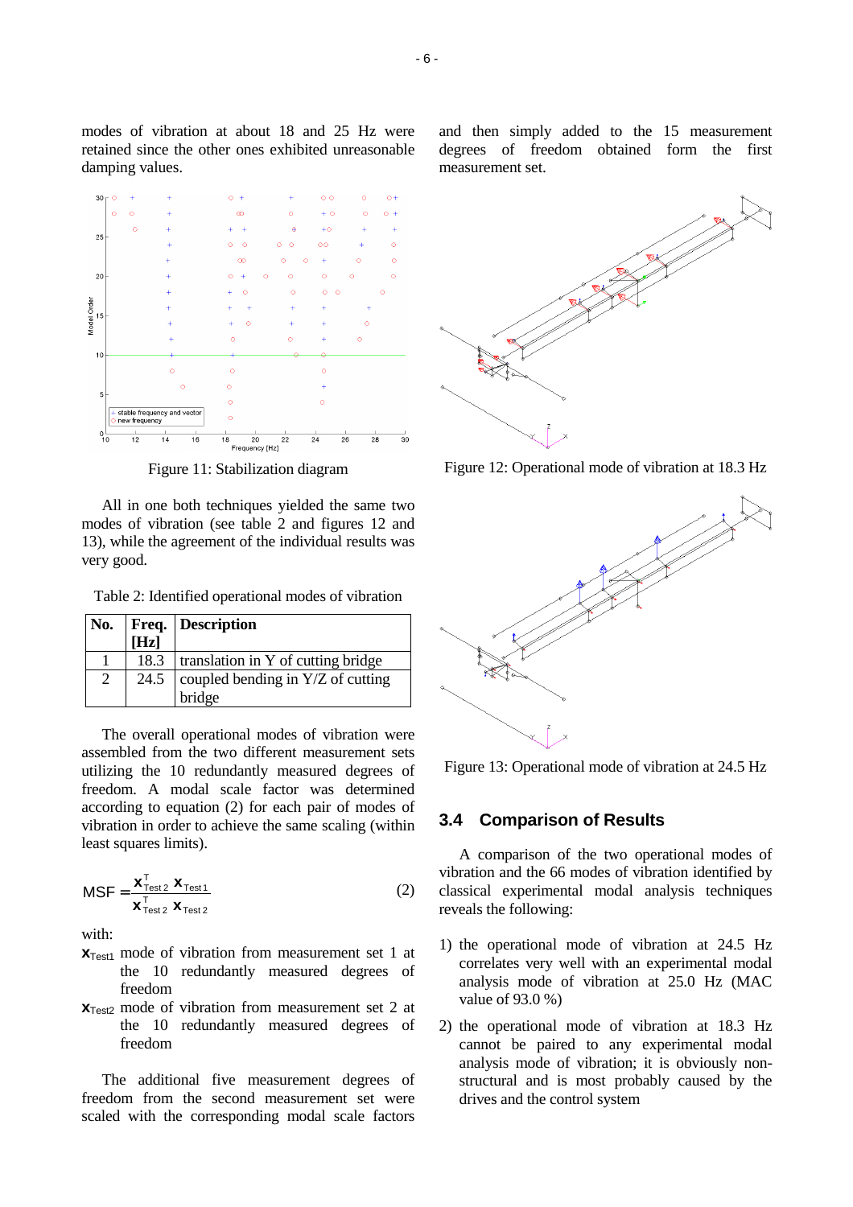modes of vibration at about 18 and 25 Hz were retained since the other ones exhibited unreasonable damping values.

Figure 11: Stabilization diagram

All in one both techniques yielded the same two modes of vibration (see table 2 and figures 12 and 13), while the agreement of the individual results was very good.

Table 2: Identified operational modes of vibration

| No. | Freq. [Hz] | Description |
|---|---|---|
| 1 | 18.3 | translation in Y of cutting bridge |
| 2 | 24.5 | coupled bending in Y/Z of cutting bridge |

The overall operational modes of vibration were assembled from the two different measurement sets utilizing the 10 redundantly measured degrees of freedom. A modal scale factor was determined according to equation (2) for each pair of modes of vibration in order to achieve the same scaling (within least squares limits).

$$\mathrm{MSF} = \frac{\mathbf{x}_{\mathrm{Test\,2}}^{T}\,\mathbf{x}_{\mathrm{Test\,1}}}{\mathbf{x}_{\mathrm{Test\,2}}^{T}\,\mathbf{x}_{\mathrm{Test\,2}}} \tag{2}$$

with:

$\mathbf{x}_{\mathrm{Test1}}$ mode of vibration from measurement set 1 at the 10 redundantly measured degrees of freedom

$\mathbf{x}_{\mathrm{Test2}}$ mode of vibration from measurement set 2 at the 10 redundantly measured degrees of freedom

The additional five measurement degrees of freedom from the second measurement set were scaled with the corresponding modal scale factors and then simply added to the 15 measurement degrees of freedom obtained form the first measurement set.

Figure 12: Operational mode of vibration at 18.3 Hz

Figure 13: Operational mode of vibration at 24.5 Hz

### 3.4 Comparison of Results

A comparison of the two operational modes of vibration and the 66 modes of vibration identified by classical experimental modal analysis techniques reveals the following:

1) the operational mode of vibration at 24.5 Hz correlates very well with an experimental modal analysis mode of vibration at 25.0 Hz (MAC value of 93.0 %)

2) the operational mode of vibration at 18.3 Hz cannot be paired to any experimental modal analysis mode of vibration; it is obviously non-structural and is most probably caused by the drives and the control system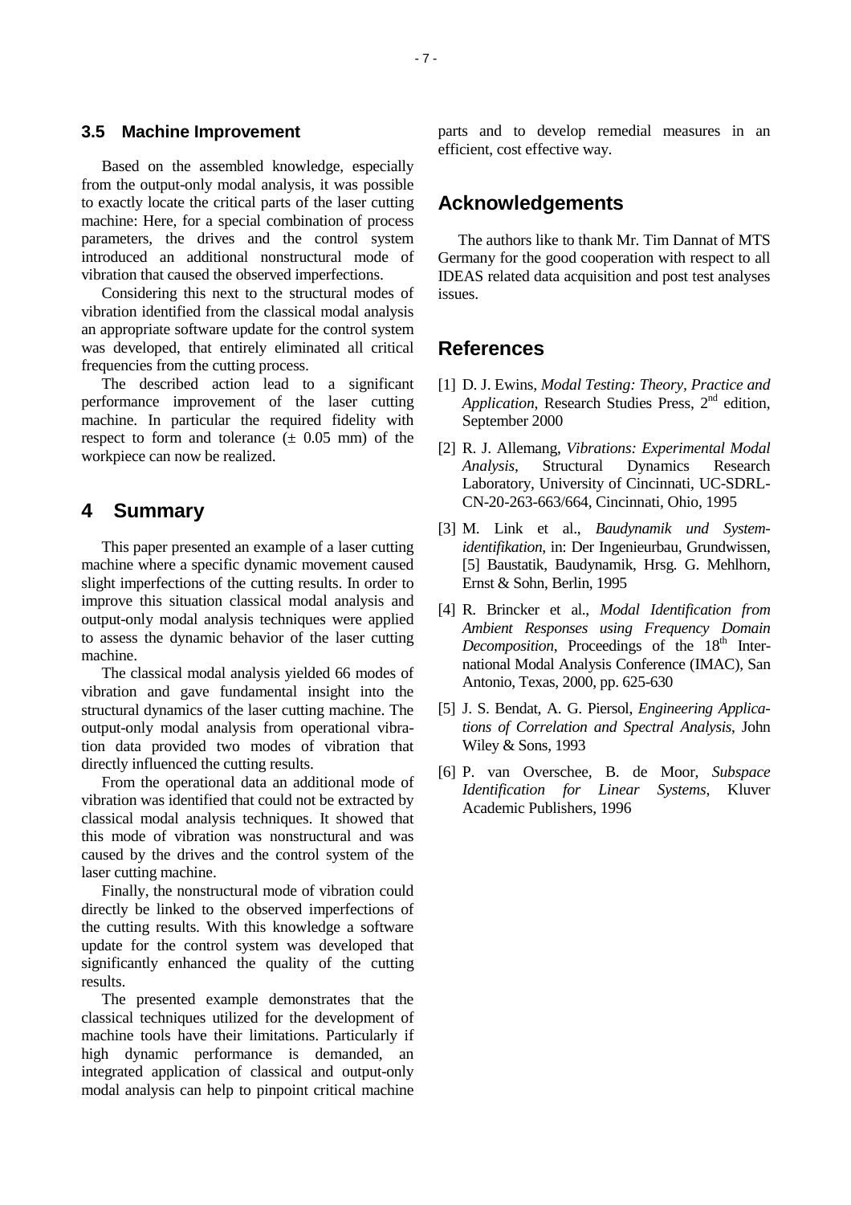### 3.5 Machine Improvement

Based on the assembled knowledge, especially from the output-only modal analysis, it was possible to exactly locate the critical parts of the laser cutting machine: Here, for a special combination of process parameters, the drives and the control system introduced an additional nonstructural mode of vibration that caused the observed imperfections.

Considering this next to the structural modes of vibration identified from the classical modal analysis an appropriate software update for the control system was developed, that entirely eliminated all critical frequencies from the cutting process.

The described action lead to a significant performance improvement of the laser cutting machine. In particular the required fidelity with respect to form and tolerance ($\pm$ 0.05 mm) of the workpiece can now be realized.

## 4 Summary

This paper presented an example of a laser cutting machine where a specific dynamic movement caused slight imperfections of the cutting results. In order to improve this situation classical modal analysis and output-only modal analysis techniques were applied to assess the dynamic behavior of the laser cutting machine.

The classical modal analysis yielded 66 modes of vibration and gave fundamental insight into the structural dynamics of the laser cutting machine. The output-only modal analysis from operational vibration data provided two modes of vibration that directly influenced the cutting results.

From the operational data an additional mode of vibration was identified that could not be extracted by classical modal analysis techniques. It showed that this mode of vibration was nonstructural and was caused by the drives and the control system of the laser cutting machine.

Finally, the nonstructural mode of vibration could directly be linked to the observed imperfections of the cutting results. With this knowledge a software update for the control system was developed that significantly enhanced the quality of the cutting results.

The presented example demonstrates that the classical techniques utilized for the development of machine tools have their limitations. Particularly if high dynamic performance is demanded, an integrated application of classical and output-only modal analysis can help to pinpoint critical machine parts and to develop remedial measures in an efficient, cost effective way.

## Acknowledgements

The authors like to thank Mr. Tim Dannat of MTS Germany for the good cooperation with respect to all IDEAS related data acquisition and post test analyses issues.

## References

[1] D. J. Ewins, *Modal Testing: Theory, Practice and Application*, Research Studies Press, 2nd edition, September 2000

[2] R. J. Allemang, *Vibrations: Experimental Modal Analysis*, Structural Dynamics Research Laboratory, University of Cincinnati, UC-SDRL-CN-20-263-663/664, Cincinnati, Ohio, 1995

[3] M. Link et al., *Baudynamik und Systemidentifikation*, in: Der Ingenieurbau, Grundwissen, [5] Baustatik, Baudynamik, Hrsg. G. Mehlhorn, Ernst & Sohn, Berlin, 1995

[4] R. Brincker et al., *Modal Identification from Ambient Responses using Frequency Domain Decomposition*, Proceedings of the 18th International Modal Analysis Conference (IMAC), San Antonio, Texas, 2000, pp. 625-630

[5] J. S. Bendat, A. G. Piersol, *Engineering Applications of Correlation and Spectral Analysis*, John Wiley & Sons, 1993

[6] P. van Overschee, B. de Moor, *Subspace Identification for Linear Systems*, Kluver Academic Publishers, 1996